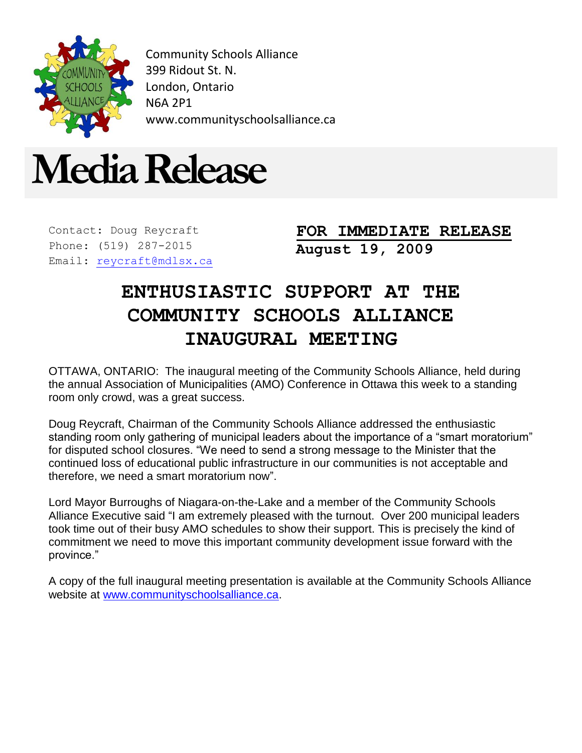Community Schools Alliance
399 Ridout St. N.
London, Ontario
N6A 2P1
www.communityschoolsalliance.ca

# Media Release

Contact: Doug Reycraft
Phone: (519) 287-2015
Email: reycraft@mdlsx.ca

**FOR IMMEDIATE RELEASE**
**August 19, 2009**

## ENTHUSIASTIC SUPPORT AT THE COMMUNITY SCHOOLS ALLIANCE INAUGURAL MEETING

OTTAWA, ONTARIO: The inaugural meeting of the Community Schools Alliance, held during the annual Association of Municipalities (AMO) Conference in Ottawa this week to a standing room only crowd, was a great success.

Doug Reycraft, Chairman of the Community Schools Alliance addressed the enthusiastic standing room only gathering of municipal leaders about the importance of a "smart moratorium" for disputed school closures. "We need to send a strong message to the Minister that the continued loss of educational public infrastructure in our communities is not acceptable and therefore, we need a smart moratorium now".

Lord Mayor Burroughs of Niagara-on-the-Lake and a member of the Community Schools Alliance Executive said "I am extremely pleased with the turnout. Over 200 municipal leaders took time out of their busy AMO schedules to show their support. This is precisely the kind of commitment we need to move this important community development issue forward with the province."

A copy of the full inaugural meeting presentation is available at the Community Schools Alliance website at www.communityschoolsalliance.ca.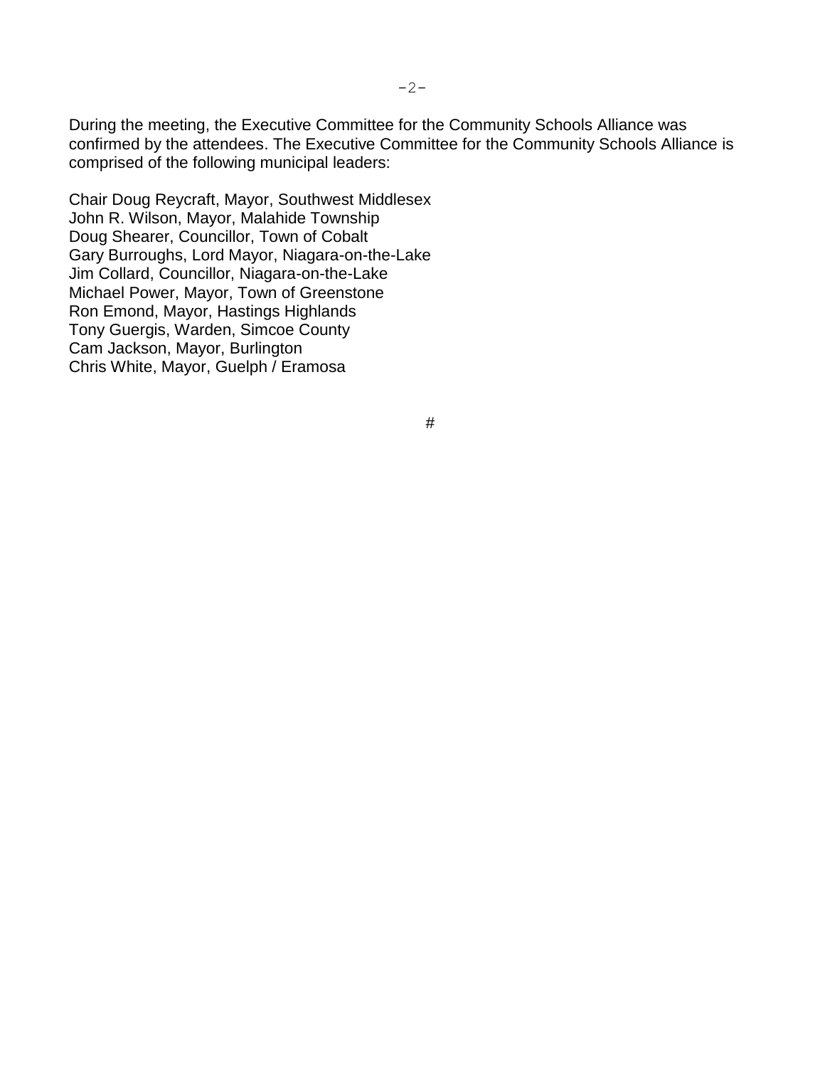During the meeting, the Executive Committee for the Community Schools Alliance was confirmed by the attendees. The Executive Committee for the Community Schools Alliance is comprised of the following municipal leaders:

Chair Doug Reycraft, Mayor, Southwest Middlesex
John R. Wilson, Mayor, Malahide Township
Doug Shearer, Councillor, Town of Cobalt
Gary Burroughs, Lord Mayor, Niagara-on-the-Lake
Jim Collard, Councillor, Niagara-on-the-Lake
Michael Power, Mayor, Town of Greenstone
Ron Emond, Mayor, Hastings Highlands
Tony Guergis, Warden, Simcoe County
Cam Jackson, Mayor, Burlington
Chris White, Mayor, Guelph / Eramosa

#